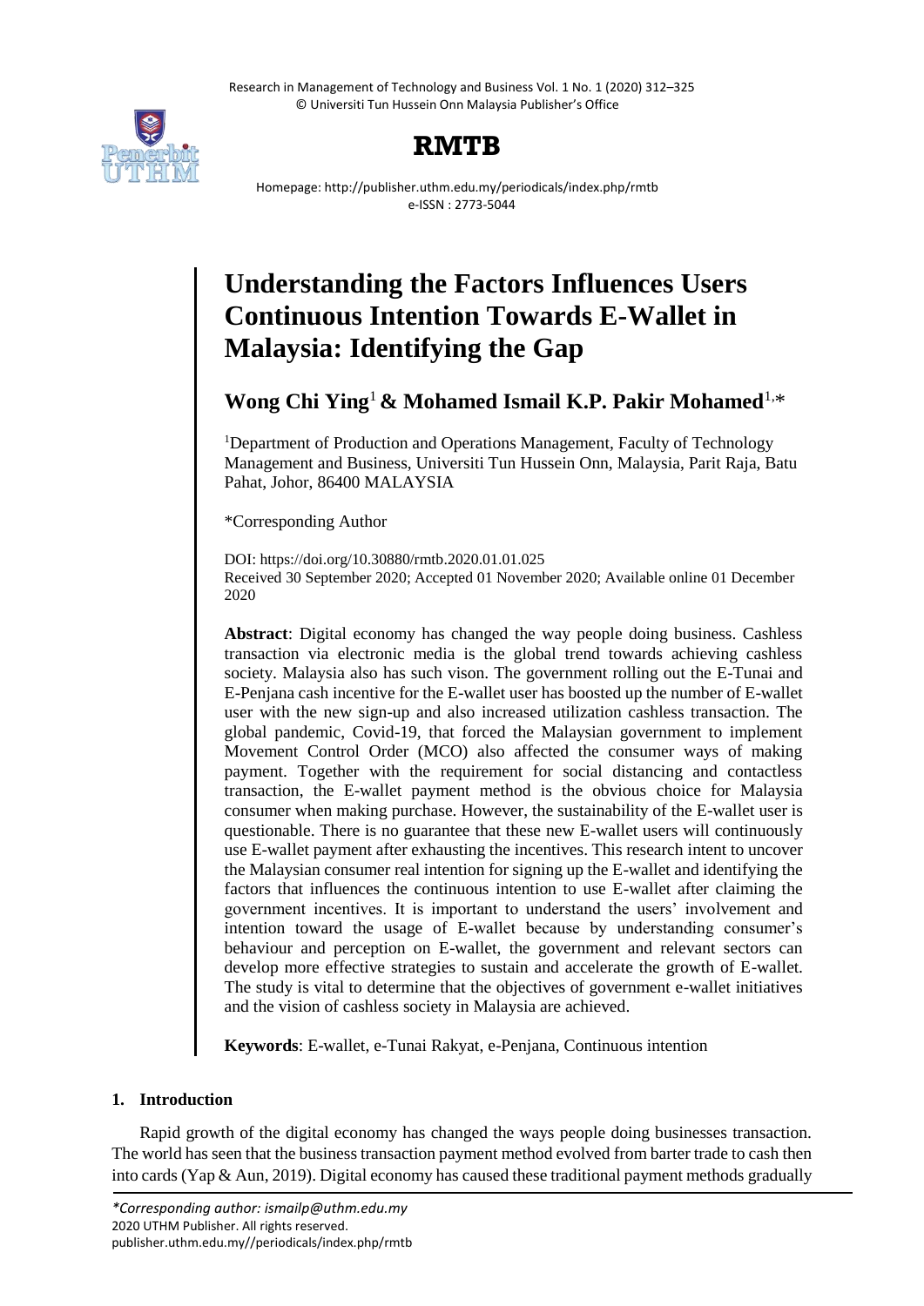# Understanding the Factors Influences Users Continuous Intention Towards E-Wallet in Malaysia: Identifying the Gap

**Wong Chi Ying**[1] **& Mohamed Ismail K.P. Pakir Mohamed**[1,*]

[1]Department of Production and Operations Management, Faculty of Technology Management and Business, Universiti Tun Hussein Onn, Malaysia, Parit Raja, Batu Pahat, Johor, 86400 MALAYSIA

*Corresponding Author

DOI: https://doi.org/10.30880/rmtb.2020.01.01.025
Received 30 September 2020; Accepted 01 November 2020; Available online 01 December 2020

**Abstract**: Digital economy has changed the way people doing business. Cashless transaction via electronic media is the global trend towards achieving cashless society. Malaysia also has such vison. The government rolling out the E-Tunai and E-Penjana cash incentive for the E-wallet user has boosted up the number of E-wallet user with the new sign-up and also increased utilization cashless transaction. The global pandemic, Covid-19, that forced the Malaysian government to implement Movement Control Order (MCO) also affected the consumer ways of making payment. Together with the requirement for social distancing and contactless transaction, the E-wallet payment method is the obvious choice for Malaysia consumer when making purchase. However, the sustainability of the E-wallet user is questionable. There is no guarantee that these new E-wallet users will continuously use E-wallet payment after exhausting the incentives. This research intent to uncover the Malaysian consumer real intention for signing up the E-wallet and identifying the factors that influences the continuous intention to use E-wallet after claiming the government incentives. It is important to understand the users' involvement and intention toward the usage of E-wallet because by understanding consumer's behaviour and perception on E-wallet, the government and relevant sectors can develop more effective strategies to sustain and accelerate the growth of E-wallet. The study is vital to determine that the objectives of government e-wallet initiatives and the vision of cashless society in Malaysia are achieved.

**Keywords**: E-wallet, e-Tunai Rakyat, e-Penjana, Continuous intention

## 1. Introduction

Rapid growth of the digital economy has changed the ways people doing businesses transaction. The world has seen that the business transaction payment method evolved from barter trade to cash then into cards (Yap & Aun, 2019). Digital economy has caused these traditional payment methods gradually

*\*Corresponding author: ismailp@uthm.edu.my*
2020 UTHM Publisher. All rights reserved.
publisher.uthm.edu.my//periodicals/index.php/rmtb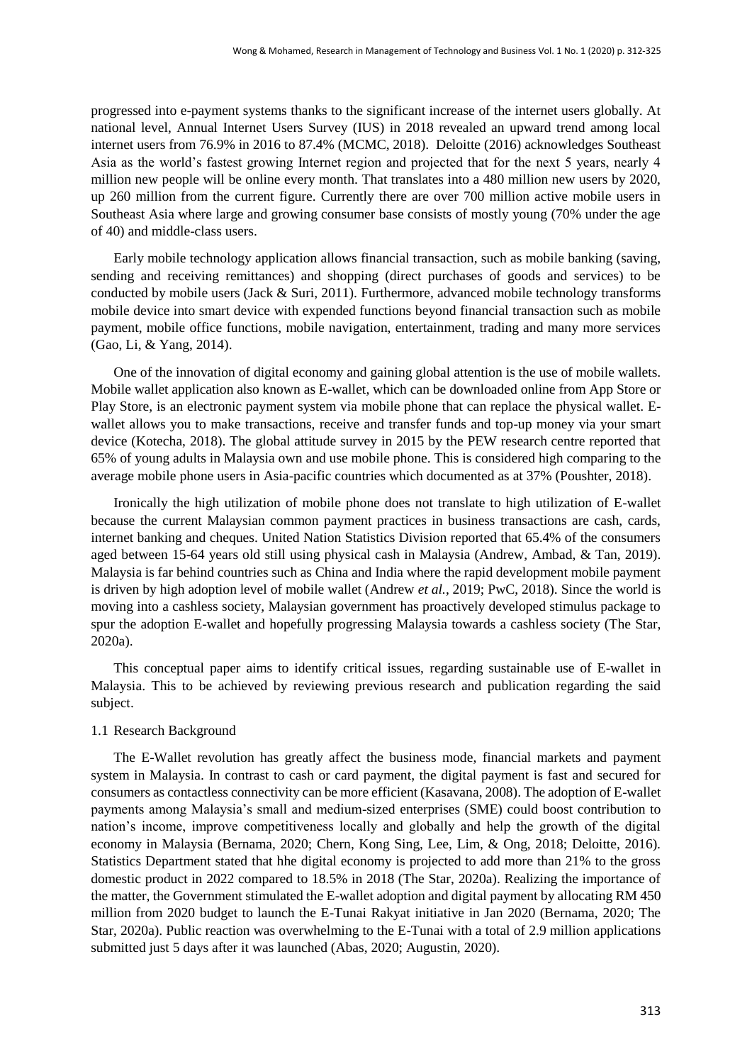progressed into e-payment systems thanks to the significant increase of the internet users globally. At national level, Annual Internet Users Survey (IUS) in 2018 revealed an upward trend among local internet users from 76.9% in 2016 to 87.4% (MCMC, 2018). Deloitte (2016) acknowledges Southeast Asia as the world's fastest growing Internet region and projected that for the next 5 years, nearly 4 million new people will be online every month. That translates into a 480 million new users by 2020, up 260 million from the current figure. Currently there are over 700 million active mobile users in Southeast Asia where large and growing consumer base consists of mostly young (70% under the age of 40) and middle-class users.

Early mobile technology application allows financial transaction, such as mobile banking (saving, sending and receiving remittances) and shopping (direct purchases of goods and services) to be conducted by mobile users (Jack & Suri, 2011). Furthermore, advanced mobile technology transforms mobile device into smart device with expended functions beyond financial transaction such as mobile payment, mobile office functions, mobile navigation, entertainment, trading and many more services (Gao, Li, & Yang, 2014).

One of the innovation of digital economy and gaining global attention is the use of mobile wallets. Mobile wallet application also known as E-wallet, which can be downloaded online from App Store or Play Store, is an electronic payment system via mobile phone that can replace the physical wallet. E-wallet allows you to make transactions, receive and transfer funds and top-up money via your smart device (Kotecha, 2018). The global attitude survey in 2015 by the PEW research centre reported that 65% of young adults in Malaysia own and use mobile phone. This is considered high comparing to the average mobile phone users in Asia-pacific countries which documented as at 37% (Poushter, 2018).

Ironically the high utilization of mobile phone does not translate to high utilization of E-wallet because the current Malaysian common payment practices in business transactions are cash, cards, internet banking and cheques. United Nation Statistics Division reported that 65.4% of the consumers aged between 15-64 years old still using physical cash in Malaysia (Andrew, Ambad, & Tan, 2019). Malaysia is far behind countries such as China and India where the rapid development mobile payment is driven by high adoption level of mobile wallet (Andrew *et al.*, 2019; PwC, 2018). Since the world is moving into a cashless society, Malaysian government has proactively developed stimulus package to spur the adoption E-wallet and hopefully progressing Malaysia towards a cashless society (The Star, 2020a).

This conceptual paper aims to identify critical issues, regarding sustainable use of E-wallet in Malaysia. This to be achieved by reviewing previous research and publication regarding the said subject.

### 1.1 Research Background

The E-Wallet revolution has greatly affect the business mode, financial markets and payment system in Malaysia. In contrast to cash or card payment, the digital payment is fast and secured for consumers as contactless connectivity can be more efficient (Kasavana, 2008). The adoption of E-wallet payments among Malaysia's small and medium-sized enterprises (SME) could boost contribution to nation's income, improve competitiveness locally and globally and help the growth of the digital economy in Malaysia (Bernama, 2020; Chern, Kong Sing, Lee, Lim, & Ong, 2018; Deloitte, 2016). Statistics Department stated that hhe digital economy is projected to add more than 21% to the gross domestic product in 2022 compared to 18.5% in 2018 (The Star, 2020a). Realizing the importance of the matter, the Government stimulated the E-wallet adoption and digital payment by allocating RM 450 million from 2020 budget to launch the E-Tunai Rakyat initiative in Jan 2020 (Bernama, 2020; The Star, 2020a). Public reaction was overwhelming to the E-Tunai with a total of 2.9 million applications submitted just 5 days after it was launched (Abas, 2020; Augustin, 2020).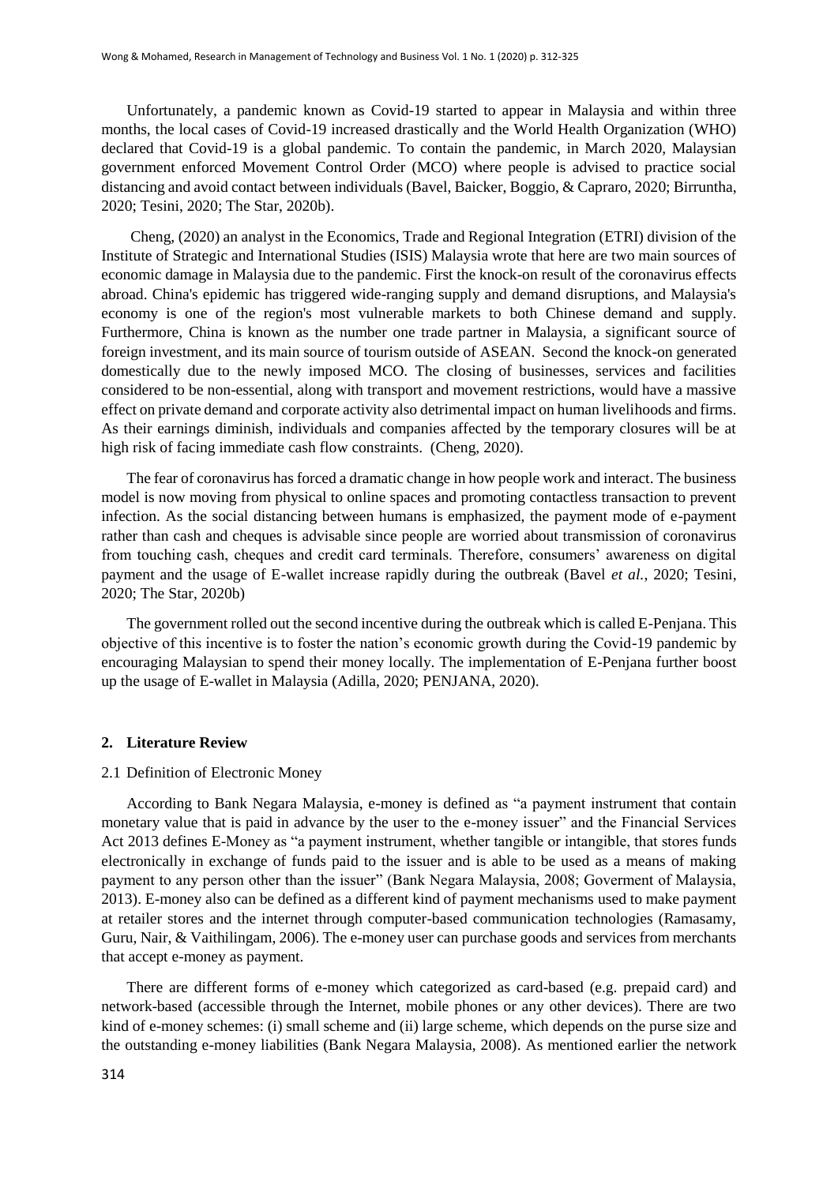Unfortunately, a pandemic known as Covid-19 started to appear in Malaysia and within three months, the local cases of Covid-19 increased drastically and the World Health Organization (WHO) declared that Covid-19 is a global pandemic. To contain the pandemic, in March 2020, Malaysian government enforced Movement Control Order (MCO) where people is advised to practice social distancing and avoid contact between individuals (Bavel, Baicker, Boggio, & Capraro, 2020; Birruntha, 2020; Tesini, 2020; The Star, 2020b).

Cheng, (2020) an analyst in the Economics, Trade and Regional Integration (ETRI) division of the Institute of Strategic and International Studies (ISIS) Malaysia wrote that here are two main sources of economic damage in Malaysia due to the pandemic. First the knock-on result of the coronavirus effects abroad. China's epidemic has triggered wide-ranging supply and demand disruptions, and Malaysia's economy is one of the region's most vulnerable markets to both Chinese demand and supply. Furthermore, China is known as the number one trade partner in Malaysia, a significant source of foreign investment, and its main source of tourism outside of ASEAN. Second the knock-on generated domestically due to the newly imposed MCO. The closing of businesses, services and facilities considered to be non-essential, along with transport and movement restrictions, would have a massive effect on private demand and corporate activity also detrimental impact on human livelihoods and firms. As their earnings diminish, individuals and companies affected by the temporary closures will be at high risk of facing immediate cash flow constraints. (Cheng, 2020).

The fear of coronavirus has forced a dramatic change in how people work and interact. The business model is now moving from physical to online spaces and promoting contactless transaction to prevent infection. As the social distancing between humans is emphasized, the payment mode of e-payment rather than cash and cheques is advisable since people are worried about transmission of coronavirus from touching cash, cheques and credit card terminals. Therefore, consumers' awareness on digital payment and the usage of E-wallet increase rapidly during the outbreak (Bavel *et al.*, 2020; Tesini, 2020; The Star, 2020b)

The government rolled out the second incentive during the outbreak which is called E-Penjana. This objective of this incentive is to foster the nation's economic growth during the Covid-19 pandemic by encouraging Malaysian to spend their money locally. The implementation of E-Penjana further boost up the usage of E-wallet in Malaysia (Adilla, 2020; PENJANA, 2020).

## 2. Literature Review

### 2.1 Definition of Electronic Money

According to Bank Negara Malaysia, e-money is defined as "a payment instrument that contain monetary value that is paid in advance by the user to the e-money issuer" and the Financial Services Act 2013 defines E-Money as "a payment instrument, whether tangible or intangible, that stores funds electronically in exchange of funds paid to the issuer and is able to be used as a means of making payment to any person other than the issuer" (Bank Negara Malaysia, 2008; Goverment of Malaysia, 2013). E-money also can be defined as a different kind of payment mechanisms used to make payment at retailer stores and the internet through computer-based communication technologies (Ramasamy, Guru, Nair, & Vaithilingam, 2006). The e-money user can purchase goods and services from merchants that accept e-money as payment.

There are different forms of e-money which categorized as card-based (e.g. prepaid card) and network-based (accessible through the Internet, mobile phones or any other devices). There are two kind of e-money schemes: (i) small scheme and (ii) large scheme, which depends on the purse size and the outstanding e-money liabilities (Bank Negara Malaysia, 2008). As mentioned earlier the network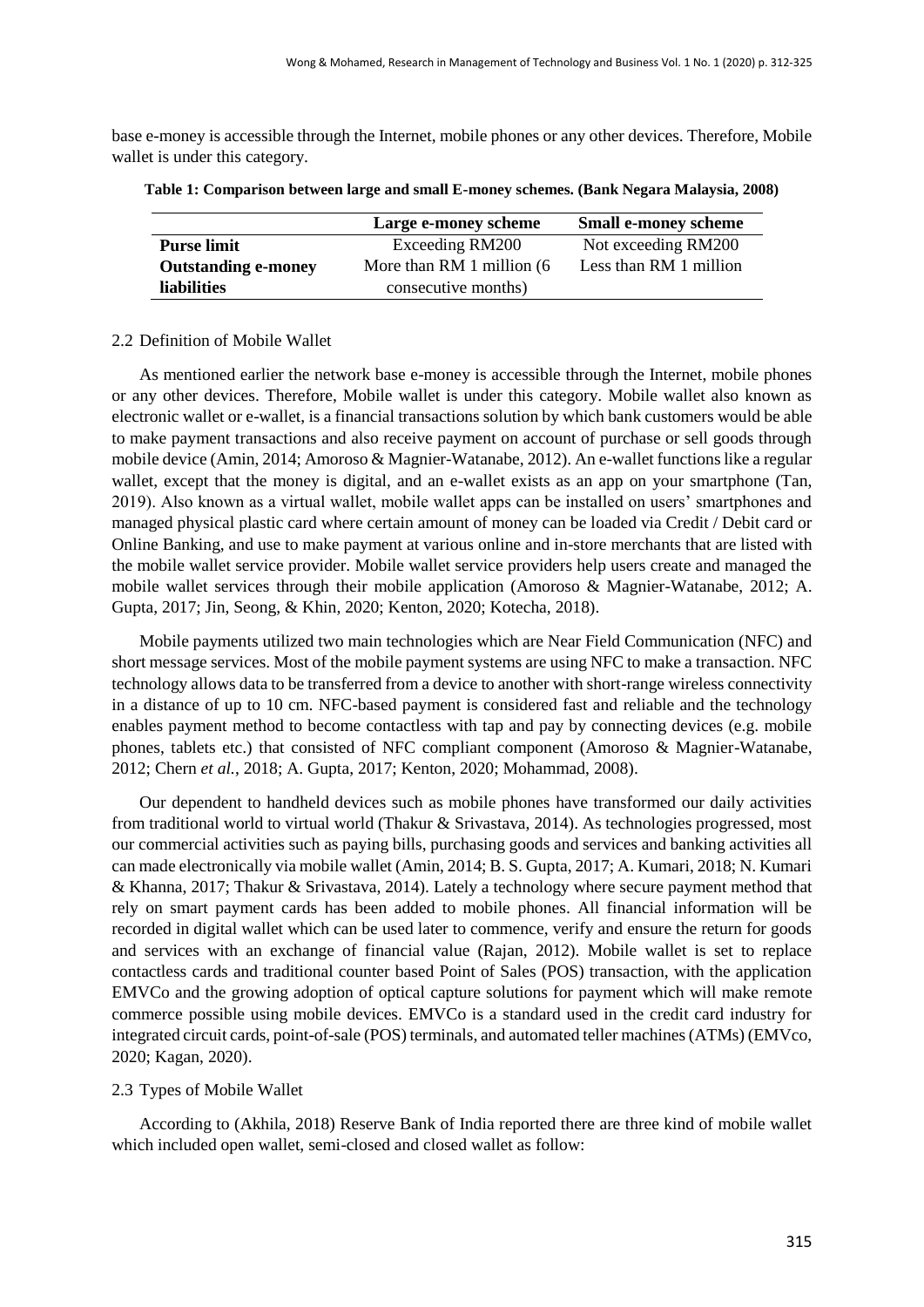base e-money is accessible through the Internet, mobile phones or any other devices. Therefore, Mobile wallet is under this category.

**Table 1: Comparison between large and small E-money schemes. (Bank Negara Malaysia, 2008)**

| | Large e-money scheme | Small e-money scheme |
|---|---|---|
| **Purse limit** | Exceeding RM200 | Not exceeding RM200 |
| **Outstanding e-money liabilities** | More than RM 1 million (6 consecutive months) | Less than RM 1 million |

### 2.2 Definition of Mobile Wallet

As mentioned earlier the network base e-money is accessible through the Internet, mobile phones or any other devices. Therefore, Mobile wallet is under this category. Mobile wallet also known as electronic wallet or e-wallet, is a financial transactions solution by which bank customers would be able to make payment transactions and also receive payment on account of purchase or sell goods through mobile device (Amin, 2014; Amoroso & Magnier-Watanabe, 2012). An e-wallet functions like a regular wallet, except that the money is digital, and an e-wallet exists as an app on your smartphone (Tan, 2019). Also known as a virtual wallet, mobile wallet apps can be installed on users' smartphones and managed physical plastic card where certain amount of money can be loaded via Credit / Debit card or Online Banking, and use to make payment at various online and in-store merchants that are listed with the mobile wallet service provider. Mobile wallet service providers help users create and managed the mobile wallet services through their mobile application (Amoroso & Magnier-Watanabe, 2012; A. Gupta, 2017; Jin, Seong, & Khin, 2020; Kenton, 2020; Kotecha, 2018).

Mobile payments utilized two main technologies which are Near Field Communication (NFC) and short message services. Most of the mobile payment systems are using NFC to make a transaction. NFC technology allows data to be transferred from a device to another with short-range wireless connectivity in a distance of up to 10 cm. NFC-based payment is considered fast and reliable and the technology enables payment method to become contactless with tap and pay by connecting devices (e.g. mobile phones, tablets etc.) that consisted of NFC compliant component (Amoroso & Magnier-Watanabe, 2012; Chern *et al.*, 2018; A. Gupta, 2017; Kenton, 2020; Mohammad, 2008).

Our dependent to handheld devices such as mobile phones have transformed our daily activities from traditional world to virtual world (Thakur & Srivastava, 2014). As technologies progressed, most our commercial activities such as paying bills, purchasing goods and services and banking activities all can made electronically via mobile wallet (Amin, 2014; B. S. Gupta, 2017; A. Kumari, 2018; N. Kumari & Khanna, 2017; Thakur & Srivastava, 2014). Lately a technology where secure payment method that rely on smart payment cards has been added to mobile phones. All financial information will be recorded in digital wallet which can be used later to commence, verify and ensure the return for goods and services with an exchange of financial value (Rajan, 2012). Mobile wallet is set to replace contactless cards and traditional counter based Point of Sales (POS) transaction, with the application EMVCo and the growing adoption of optical capture solutions for payment which will make remote commerce possible using mobile devices. EMVCo is a standard used in the credit card industry for integrated circuit cards, point-of-sale (POS) terminals, and automated teller machines (ATMs) (EMVco, 2020; Kagan, 2020).

### 2.3 Types of Mobile Wallet

According to (Akhila, 2018) Reserve Bank of India reported there are three kind of mobile wallet which included open wallet, semi-closed and closed wallet as follow: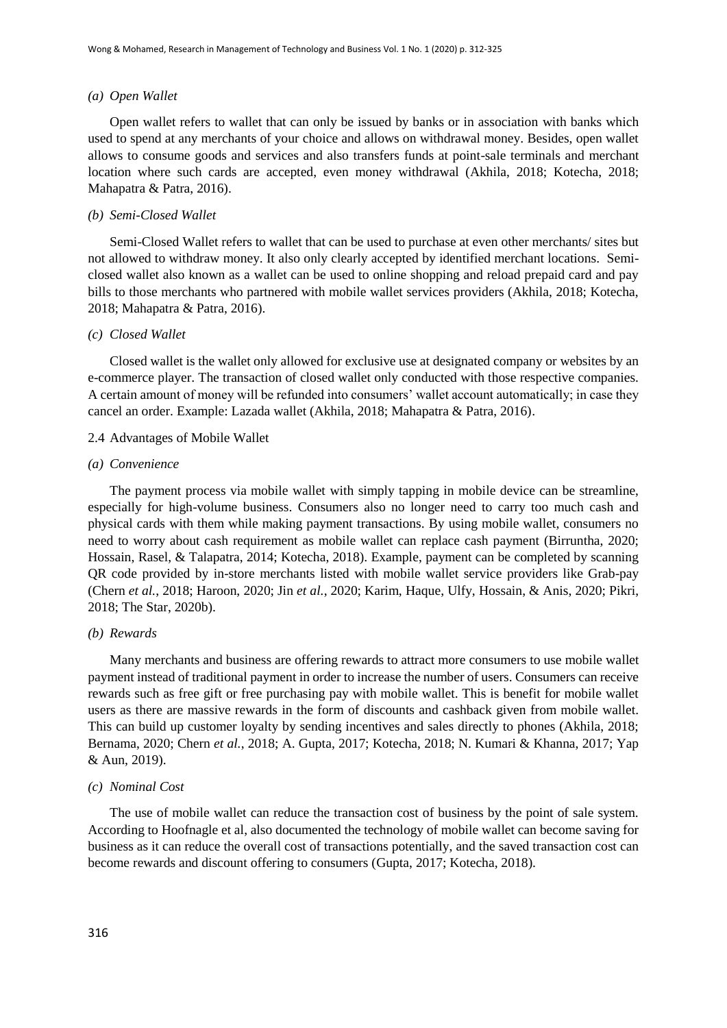*(a) Open Wallet*

Open wallet refers to wallet that can only be issued by banks or in association with banks which used to spend at any merchants of your choice and allows on withdrawal money. Besides, open wallet allows to consume goods and services and also transfers funds at point-sale terminals and merchant location where such cards are accepted, even money withdrawal (Akhila, 2018; Kotecha, 2018; Mahapatra & Patra, 2016).

*(b) Semi-Closed Wallet*

Semi-Closed Wallet refers to wallet that can be used to purchase at even other merchants/ sites but not allowed to withdraw money. It also only clearly accepted by identified merchant locations. Semi-closed wallet also known as a wallet can be used to online shopping and reload prepaid card and pay bills to those merchants who partnered with mobile wallet services providers (Akhila, 2018; Kotecha, 2018; Mahapatra & Patra, 2016).

*(c) Closed Wallet*

Closed wallet is the wallet only allowed for exclusive use at designated company or websites by an e-commerce player. The transaction of closed wallet only conducted with those respective companies. A certain amount of money will be refunded into consumers' wallet account automatically; in case they cancel an order. Example: Lazada wallet (Akhila, 2018; Mahapatra & Patra, 2016).

### 2.4 Advantages of Mobile Wallet

*(a) Convenience*

The payment process via mobile wallet with simply tapping in mobile device can be streamline, especially for high-volume business. Consumers also no longer need to carry too much cash and physical cards with them while making payment transactions. By using mobile wallet, consumers no need to worry about cash requirement as mobile wallet can replace cash payment (Birruntha, 2020; Hossain, Rasel, & Talapatra, 2014; Kotecha, 2018). Example, payment can be completed by scanning QR code provided by in-store merchants listed with mobile wallet service providers like Grab-pay (Chern *et al.*, 2018; Haroon, 2020; Jin *et al.*, 2020; Karim, Haque, Ulfy, Hossain, & Anis, 2020; Pikri, 2018; The Star, 2020b).

*(b) Rewards*

Many merchants and business are offering rewards to attract more consumers to use mobile wallet payment instead of traditional payment in order to increase the number of users. Consumers can receive rewards such as free gift or free purchasing pay with mobile wallet. This is benefit for mobile wallet users as there are massive rewards in the form of discounts and cashback given from mobile wallet. This can build up customer loyalty by sending incentives and sales directly to phones (Akhila, 2018; Bernama, 2020; Chern *et al.*, 2018; A. Gupta, 2017; Kotecha, 2018; N. Kumari & Khanna, 2017; Yap & Aun, 2019).

*(c) Nominal Cost*

The use of mobile wallet can reduce the transaction cost of business by the point of sale system. According to Hoofnagle et al, also documented the technology of mobile wallet can become saving for business as it can reduce the overall cost of transactions potentially, and the saved transaction cost can become rewards and discount offering to consumers (Gupta, 2017; Kotecha, 2018).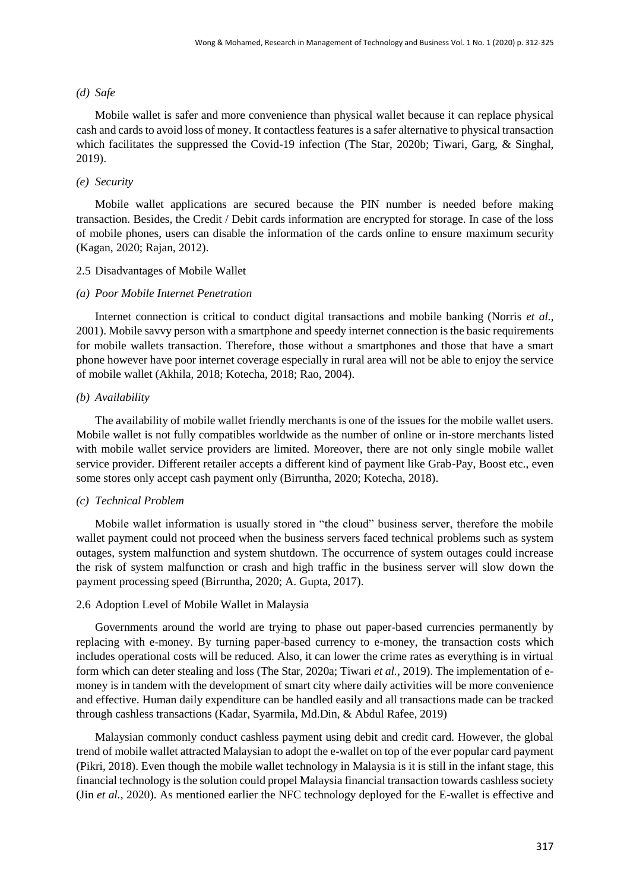*(d) Safe*

Mobile wallet is safer and more convenience than physical wallet because it can replace physical cash and cards to avoid loss of money. It contactless features is a safer alternative to physical transaction which facilitates the suppressed the Covid-19 infection (The Star, 2020b; Tiwari, Garg, & Singhal, 2019).

*(e) Security*

Mobile wallet applications are secured because the PIN number is needed before making transaction. Besides, the Credit / Debit cards information are encrypted for storage. In case of the loss of mobile phones, users can disable the information of the cards online to ensure maximum security (Kagan, 2020; Rajan, 2012).

### 2.5 Disadvantages of Mobile Wallet

*(a) Poor Mobile Internet Penetration*

Internet connection is critical to conduct digital transactions and mobile banking (Norris *et al.*, 2001). Mobile savvy person with a smartphone and speedy internet connection is the basic requirements for mobile wallets transaction. Therefore, those without a smartphones and those that have a smart phone however have poor internet coverage especially in rural area will not be able to enjoy the service of mobile wallet (Akhila, 2018; Kotecha, 2018; Rao, 2004).

*(b) Availability*

The availability of mobile wallet friendly merchants is one of the issues for the mobile wallet users. Mobile wallet is not fully compatibles worldwide as the number of online or in-store merchants listed with mobile wallet service providers are limited. Moreover, there are not only single mobile wallet service provider. Different retailer accepts a different kind of payment like Grab-Pay, Boost etc., even some stores only accept cash payment only (Birruntha, 2020; Kotecha, 2018).

*(c) Technical Problem*

Mobile wallet information is usually stored in "the cloud" business server, therefore the mobile wallet payment could not proceed when the business servers faced technical problems such as system outages, system malfunction and system shutdown. The occurrence of system outages could increase the risk of system malfunction or crash and high traffic in the business server will slow down the payment processing speed (Birruntha, 2020; A. Gupta, 2017).

### 2.6 Adoption Level of Mobile Wallet in Malaysia

Governments around the world are trying to phase out paper-based currencies permanently by replacing with e-money. By turning paper-based currency to e-money, the transaction costs which includes operational costs will be reduced. Also, it can lower the crime rates as everything is in virtual form which can deter stealing and loss (The Star, 2020a; Tiwari *et al.*, 2019). The implementation of e-money is in tandem with the development of smart city where daily activities will be more convenience and effective. Human daily expenditure can be handled easily and all transactions made can be tracked through cashless transactions (Kadar, Syarmila, Md.Din, & Abdul Rafee, 2019)

Malaysian commonly conduct cashless payment using debit and credit card. However, the global trend of mobile wallet attracted Malaysian to adopt the e-wallet on top of the ever popular card payment (Pikri, 2018). Even though the mobile wallet technology in Malaysia is it is still in the infant stage, this financial technology is the solution could propel Malaysia financial transaction towards cashless society (Jin *et al.*, 2020). As mentioned earlier the NFC technology deployed for the E-wallet is effective and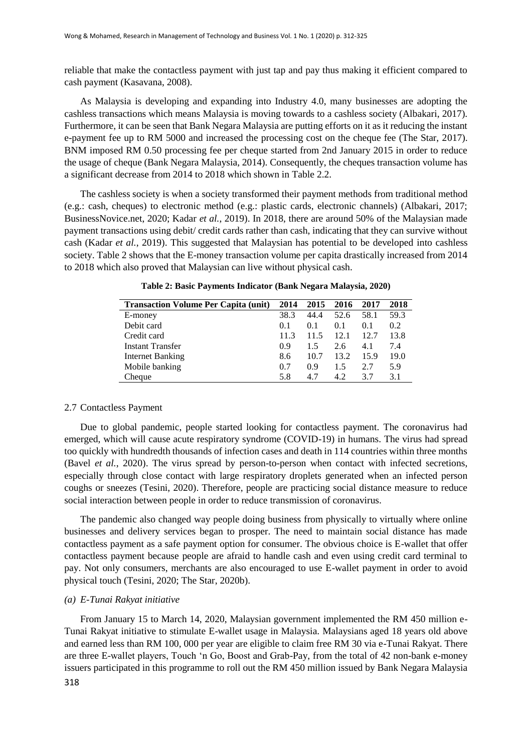reliable that make the contactless payment with just tap and pay thus making it efficient compared to cash payment (Kasavana, 2008).

As Malaysia is developing and expanding into Industry 4.0, many businesses are adopting the cashless transactions which means Malaysia is moving towards to a cashless society (Albakari, 2017). Furthermore, it can be seen that Bank Negara Malaysia are putting efforts on it as it reducing the instant e-payment fee up to RM 5000 and increased the processing cost on the cheque fee (The Star, 2017). BNM imposed RM 0.50 processing fee per cheque started from 2nd January 2015 in order to reduce the usage of cheque (Bank Negara Malaysia, 2014). Consequently, the cheques transaction volume has a significant decrease from 2014 to 2018 which shown in Table 2.2.

The cashless society is when a society transformed their payment methods from traditional method (e.g.: cash, cheques) to electronic method (e.g.: plastic cards, electronic channels) (Albakari, 2017; BusinessNovice.net, 2020; Kadar *et al.*, 2019). In 2018, there are around 50% of the Malaysian made payment transactions using debit/ credit cards rather than cash, indicating that they can survive without cash (Kadar *et al.*, 2019). This suggested that Malaysian has potential to be developed into cashless society. Table 2 shows that the E-money transaction volume per capita drastically increased from 2014 to 2018 which also proved that Malaysian can live without physical cash.

**Table 2: Basic Payments Indicator (Bank Negara Malaysia, 2020)**

| Transaction Volume Per Capita (unit) | 2014 | 2015 | 2016 | 2017 | 2018 |
|---|---|---|---|---|---|
| E-money | 38.3 | 44.4 | 52.6 | 58.1 | 59.3 |
| Debit card | 0.1 | 0.1 | 0.1 | 0.1 | 0.2 |
| Credit card | 11.3 | 11.5 | 12.1 | 12.7 | 13.8 |
| Instant Transfer | 0.9 | 1.5 | 2.6 | 4.1 | 7.4 |
| Internet Banking | 8.6 | 10.7 | 13.2 | 15.9 | 19.0 |
| Mobile banking | 0.7 | 0.9 | 1.5 | 2.7 | 5.9 |
| Cheque | 5.8 | 4.7 | 4.2 | 3.7 | 3.1 |

### 2.7 Contactless Payment

Due to global pandemic, people started looking for contactless payment. The coronavirus had emerged, which will cause acute respiratory syndrome (COVID-19) in humans. The virus had spread too quickly with hundredth thousands of infection cases and death in 114 countries within three months (Bavel *et al.*, 2020). The virus spread by person-to-person when contact with infected secretions, especially through close contact with large respiratory droplets generated when an infected person coughs or sneezes (Tesini, 2020). Therefore, people are practicing social distance measure to reduce social interaction between people in order to reduce transmission of coronavirus.

The pandemic also changed way people doing business from physically to virtually where online businesses and delivery services began to prosper. The need to maintain social distance has made contactless payment as a safe payment option for consumer. The obvious choice is E-wallet that offer contactless payment because people are afraid to handle cash and even using credit card terminal to pay. Not only consumers, merchants are also encouraged to use E-wallet payment in order to avoid physical touch (Tesini, 2020; The Star, 2020b).

*(a) E-Tunai Rakyat initiative*

From January 15 to March 14, 2020, Malaysian government implemented the RM 450 million e-Tunai Rakyat initiative to stimulate E-wallet usage in Malaysia. Malaysians aged 18 years old above and earned less than RM 100, 000 per year are eligible to claim free RM 30 via e-Tunai Rakyat. There are three E-wallet players, Touch 'n Go, Boost and Grab-Pay, from the total of 42 non-bank e-money issuers participated in this programme to roll out the RM 450 million issued by Bank Negara Malaysia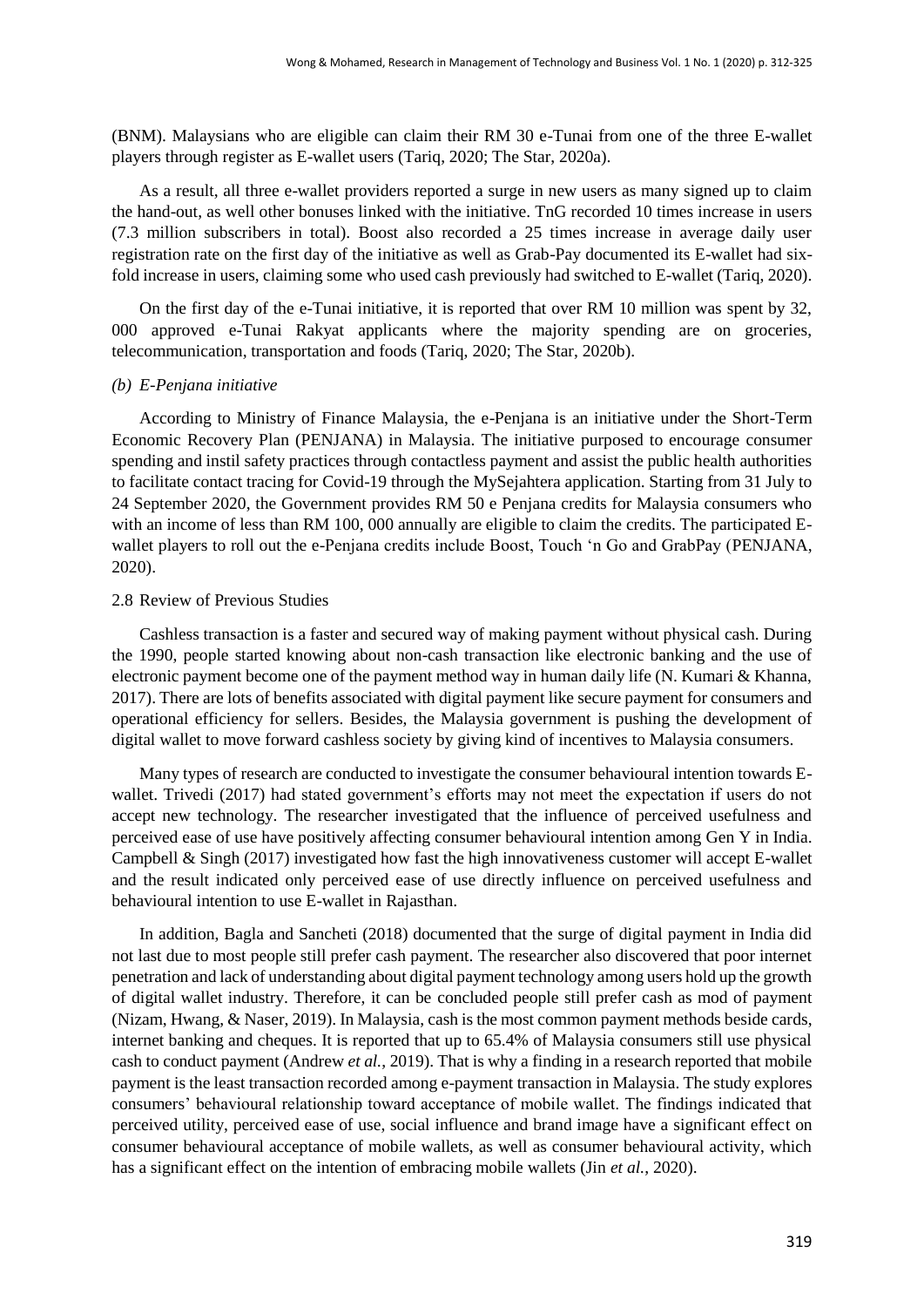(BNM). Malaysians who are eligible can claim their RM 30 e-Tunai from one of the three E-wallet players through register as E-wallet users (Tariq, 2020; The Star, 2020a).

As a result, all three e-wallet providers reported a surge in new users as many signed up to claim the hand-out, as well other bonuses linked with the initiative. TnG recorded 10 times increase in users (7.3 million subscribers in total). Boost also recorded a 25 times increase in average daily user registration rate on the first day of the initiative as well as Grab-Pay documented its E-wallet had six-fold increase in users, claiming some who used cash previously had switched to E-wallet (Tariq, 2020).

On the first day of the e-Tunai initiative, it is reported that over RM 10 million was spent by 32, 000 approved e-Tunai Rakyat applicants where the majority spending are on groceries, telecommunication, transportation and foods (Tariq, 2020; The Star, 2020b).

*(b) E-Penjana initiative*

According to Ministry of Finance Malaysia, the e-Penjana is an initiative under the Short-Term Economic Recovery Plan (PENJANA) in Malaysia. The initiative purposed to encourage consumer spending and instil safety practices through contactless payment and assist the public health authorities to facilitate contact tracing for Covid-19 through the MySejahtera application. Starting from 31 July to 24 September 2020, the Government provides RM 50 e Penjana credits for Malaysia consumers who with an income of less than RM 100, 000 annually are eligible to claim the credits. The participated E-wallet players to roll out the e-Penjana credits include Boost, Touch 'n Go and GrabPay (PENJANA, 2020).

### 2.8 Review of Previous Studies

Cashless transaction is a faster and secured way of making payment without physical cash. During the 1990, people started knowing about non-cash transaction like electronic banking and the use of electronic payment become one of the payment method way in human daily life (N. Kumari & Khanna, 2017). There are lots of benefits associated with digital payment like secure payment for consumers and operational efficiency for sellers. Besides, the Malaysia government is pushing the development of digital wallet to move forward cashless society by giving kind of incentives to Malaysia consumers.

Many types of research are conducted to investigate the consumer behavioural intention towards E-wallet. Trivedi (2017) had stated government's efforts may not meet the expectation if users do not accept new technology. The researcher investigated that the influence of perceived usefulness and perceived ease of use have positively affecting consumer behavioural intention among Gen Y in India. Campbell & Singh (2017) investigated how fast the high innovativeness customer will accept E-wallet and the result indicated only perceived ease of use directly influence on perceived usefulness and behavioural intention to use E-wallet in Rajasthan.

In addition, Bagla and Sancheti (2018) documented that the surge of digital payment in India did not last due to most people still prefer cash payment. The researcher also discovered that poor internet penetration and lack of understanding about digital payment technology among users hold up the growth of digital wallet industry. Therefore, it can be concluded people still prefer cash as mod of payment (Nizam, Hwang, & Naser, 2019). In Malaysia, cash is the most common payment methods beside cards, internet banking and cheques. It is reported that up to 65.4% of Malaysia consumers still use physical cash to conduct payment (Andrew *et al.*, 2019). That is why a finding in a research reported that mobile payment is the least transaction recorded among e-payment transaction in Malaysia. The study explores consumers' behavioural relationship toward acceptance of mobile wallet. The findings indicated that perceived utility, perceived ease of use, social influence and brand image have a significant effect on consumer behavioural acceptance of mobile wallets, as well as consumer behavioural activity, which has a significant effect on the intention of embracing mobile wallets (Jin *et al.*, 2020).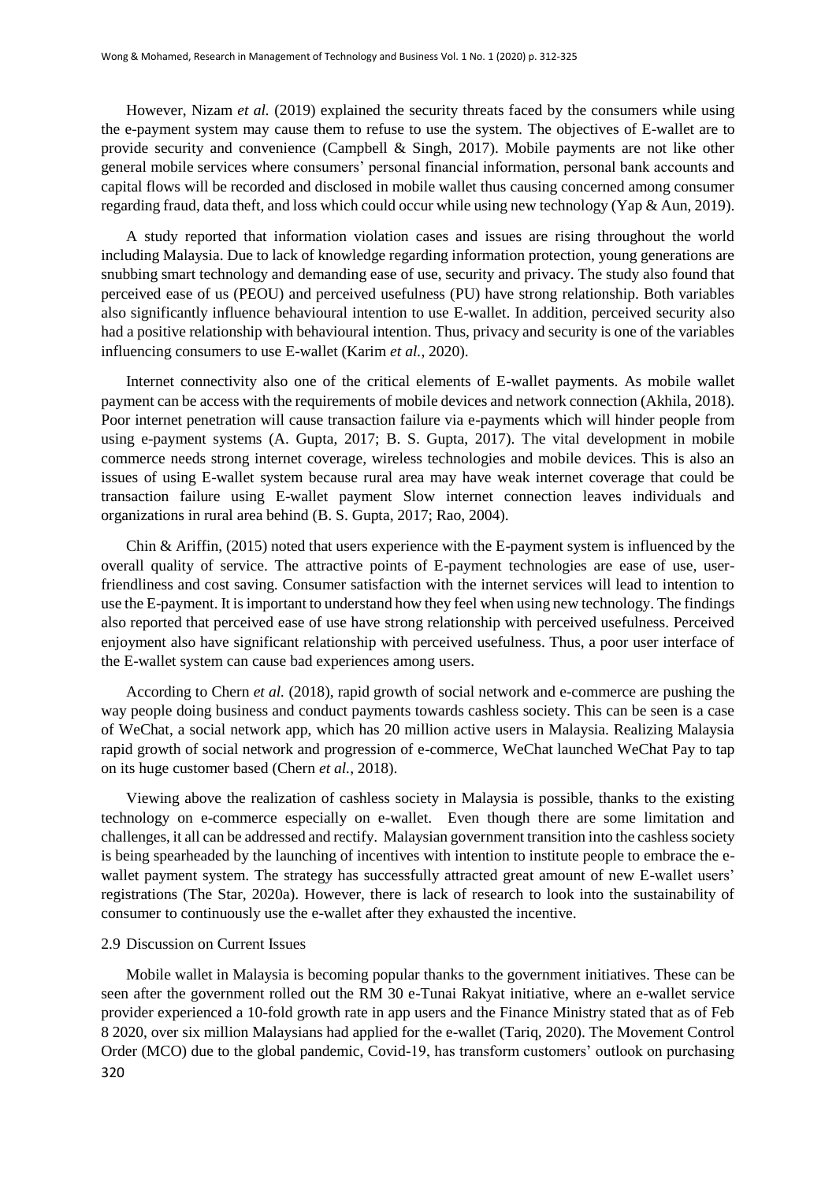However, Nizam *et al.* (2019) explained the security threats faced by the consumers while using the e-payment system may cause them to refuse to use the system. The objectives of E-wallet are to provide security and convenience (Campbell & Singh, 2017). Mobile payments are not like other general mobile services where consumers' personal financial information, personal bank accounts and capital flows will be recorded and disclosed in mobile wallet thus causing concerned among consumer regarding fraud, data theft, and loss which could occur while using new technology (Yap & Aun, 2019).

A study reported that information violation cases and issues are rising throughout the world including Malaysia. Due to lack of knowledge regarding information protection, young generations are snubbing smart technology and demanding ease of use, security and privacy. The study also found that perceived ease of us (PEOU) and perceived usefulness (PU) have strong relationship. Both variables also significantly influence behavioural intention to use E-wallet. In addition, perceived security also had a positive relationship with behavioural intention. Thus, privacy and security is one of the variables influencing consumers to use E-wallet (Karim *et al.*, 2020).

Internet connectivity also one of the critical elements of E-wallet payments. As mobile wallet payment can be access with the requirements of mobile devices and network connection (Akhila, 2018). Poor internet penetration will cause transaction failure via e-payments which will hinder people from using e-payment systems (A. Gupta, 2017; B. S. Gupta, 2017). The vital development in mobile commerce needs strong internet coverage, wireless technologies and mobile devices. This is also an issues of using E-wallet system because rural area may have weak internet coverage that could be transaction failure using E-wallet payment Slow internet connection leaves individuals and organizations in rural area behind (B. S. Gupta, 2017; Rao, 2004).

Chin & Ariffin, (2015) noted that users experience with the E-payment system is influenced by the overall quality of service. The attractive points of E-payment technologies are ease of use, user-friendliness and cost saving. Consumer satisfaction with the internet services will lead to intention to use the E-payment. It is important to understand how they feel when using new technology. The findings also reported that perceived ease of use have strong relationship with perceived usefulness. Perceived enjoyment also have significant relationship with perceived usefulness. Thus, a poor user interface of the E-wallet system can cause bad experiences among users.

According to Chern *et al.* (2018), rapid growth of social network and e-commerce are pushing the way people doing business and conduct payments towards cashless society. This can be seen is a case of WeChat, a social network app, which has 20 million active users in Malaysia. Realizing Malaysia rapid growth of social network and progression of e-commerce, WeChat launched WeChat Pay to tap on its huge customer based (Chern *et al.*, 2018).

Viewing above the realization of cashless society in Malaysia is possible, thanks to the existing technology on e-commerce especially on e-wallet. Even though there are some limitation and challenges, it all can be addressed and rectify. Malaysian government transition into the cashless society is being spearheaded by the launching of incentives with intention to institute people to embrace the e-wallet payment system. The strategy has successfully attracted great amount of new E-wallet users' registrations (The Star, 2020a). However, there is lack of research to look into the sustainability of consumer to continuously use the e-wallet after they exhausted the incentive.

### 2.9 Discussion on Current Issues

Mobile wallet in Malaysia is becoming popular thanks to the government initiatives. These can be seen after the government rolled out the RM 30 e-Tunai Rakyat initiative, where an e-wallet service provider experienced a 10-fold growth rate in app users and the Finance Ministry stated that as of Feb 8 2020, over six million Malaysians had applied for the e-wallet (Tariq, 2020). The Movement Control Order (MCO) due to the global pandemic, Covid-19, has transform customers' outlook on purchasing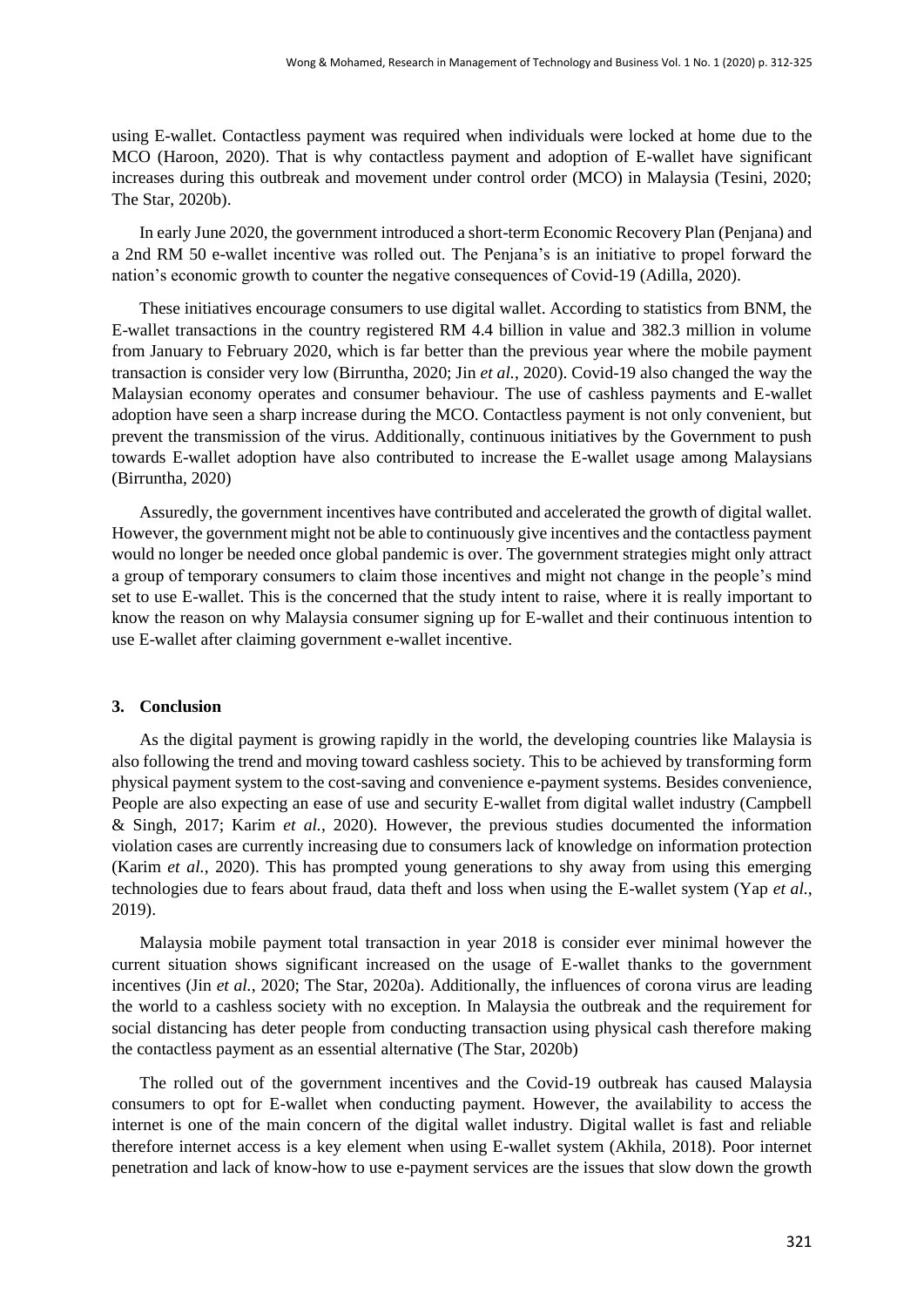using E-wallet. Contactless payment was required when individuals were locked at home due to the MCO (Haroon, 2020). That is why contactless payment and adoption of E-wallet have significant increases during this outbreak and movement under control order (MCO) in Malaysia (Tesini, 2020; The Star, 2020b).

In early June 2020, the government introduced a short-term Economic Recovery Plan (Penjana) and a 2nd RM 50 e-wallet incentive was rolled out. The Penjana's is an initiative to propel forward the nation's economic growth to counter the negative consequences of Covid-19 (Adilla, 2020).

These initiatives encourage consumers to use digital wallet. According to statistics from BNM, the E-wallet transactions in the country registered RM 4.4 billion in value and 382.3 million in volume from January to February 2020, which is far better than the previous year where the mobile payment transaction is consider very low (Birruntha, 2020; Jin *et al.*, 2020). Covid-19 also changed the way the Malaysian economy operates and consumer behaviour. The use of cashless payments and E-wallet adoption have seen a sharp increase during the MCO. Contactless payment is not only convenient, but prevent the transmission of the virus. Additionally, continuous initiatives by the Government to push towards E-wallet adoption have also contributed to increase the E-wallet usage among Malaysians (Birruntha, 2020)

Assuredly, the government incentives have contributed and accelerated the growth of digital wallet. However, the government might not be able to continuously give incentives and the contactless payment would no longer be needed once global pandemic is over. The government strategies might only attract a group of temporary consumers to claim those incentives and might not change in the people's mind set to use E-wallet. This is the concerned that the study intent to raise, where it is really important to know the reason on why Malaysia consumer signing up for E-wallet and their continuous intention to use E-wallet after claiming government e-wallet incentive.

## 3. Conclusion

As the digital payment is growing rapidly in the world, the developing countries like Malaysia is also following the trend and moving toward cashless society. This to be achieved by transforming form physical payment system to the cost-saving and convenience e-payment systems. Besides convenience, People are also expecting an ease of use and security E-wallet from digital wallet industry (Campbell & Singh, 2017; Karim *et al.*, 2020). However, the previous studies documented the information violation cases are currently increasing due to consumers lack of knowledge on information protection (Karim *et al.*, 2020). This has prompted young generations to shy away from using this emerging technologies due to fears about fraud, data theft and loss when using the E-wallet system (Yap *et al.*, 2019).

Malaysia mobile payment total transaction in year 2018 is consider ever minimal however the current situation shows significant increased on the usage of E-wallet thanks to the government incentives (Jin *et al.*, 2020; The Star, 2020a). Additionally, the influences of corona virus are leading the world to a cashless society with no exception. In Malaysia the outbreak and the requirement for social distancing has deter people from conducting transaction using physical cash therefore making the contactless payment as an essential alternative (The Star, 2020b)

The rolled out of the government incentives and the Covid-19 outbreak has caused Malaysia consumers to opt for E-wallet when conducting payment. However, the availability to access the internet is one of the main concern of the digital wallet industry. Digital wallet is fast and reliable therefore internet access is a key element when using E-wallet system (Akhila, 2018). Poor internet penetration and lack of know-how to use e-payment services are the issues that slow down the growth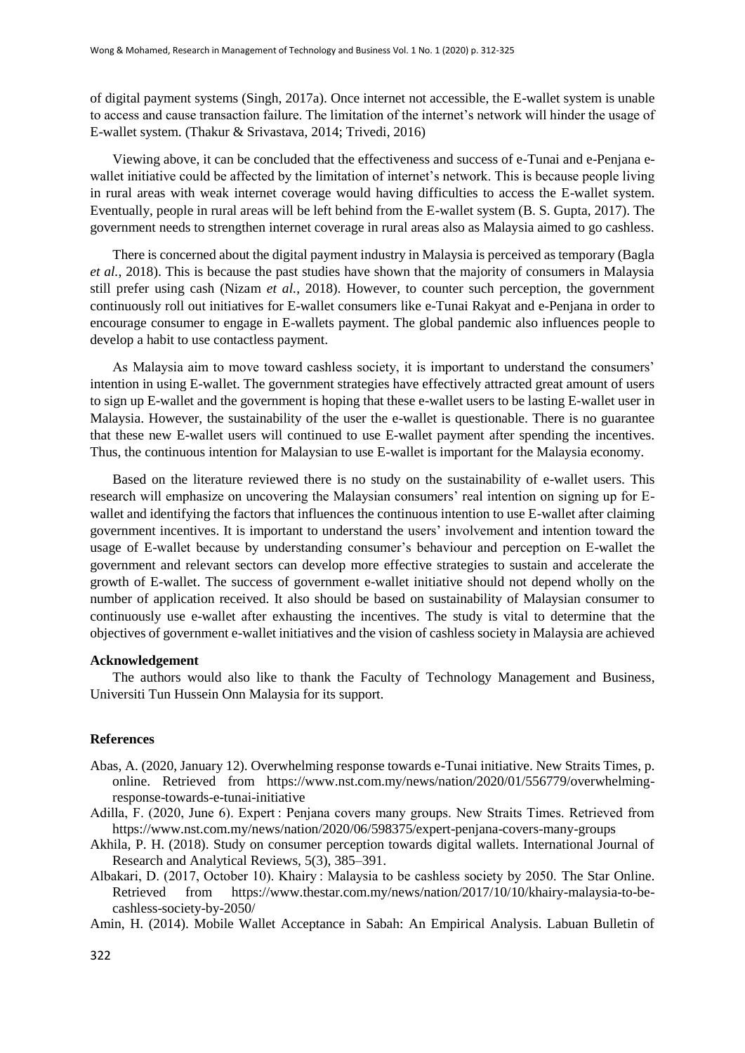of digital payment systems (Singh, 2017a). Once internet not accessible, the E-wallet system is unable to access and cause transaction failure. The limitation of the internet's network will hinder the usage of E-wallet system. (Thakur & Srivastava, 2014; Trivedi, 2016)

Viewing above, it can be concluded that the effectiveness and success of e-Tunai and e-Penjana e-wallet initiative could be affected by the limitation of internet's network. This is because people living in rural areas with weak internet coverage would having difficulties to access the E-wallet system. Eventually, people in rural areas will be left behind from the E-wallet system (B. S. Gupta, 2017). The government needs to strengthen internet coverage in rural areas also as Malaysia aimed to go cashless.

There is concerned about the digital payment industry in Malaysia is perceived as temporary (Bagla *et al.*, 2018). This is because the past studies have shown that the majority of consumers in Malaysia still prefer using cash (Nizam *et al.*, 2018). However, to counter such perception, the government continuously roll out initiatives for E-wallet consumers like e-Tunai Rakyat and e-Penjana in order to encourage consumer to engage in E-wallets payment. The global pandemic also influences people to develop a habit to use contactless payment.

As Malaysia aim to move toward cashless society, it is important to understand the consumers' intention in using E-wallet. The government strategies have effectively attracted great amount of users to sign up E-wallet and the government is hoping that these e-wallet users to be lasting E-wallet user in Malaysia. However, the sustainability of the user the e-wallet is questionable. There is no guarantee that these new E-wallet users will continued to use E-wallet payment after spending the incentives. Thus, the continuous intention for Malaysian to use E-wallet is important for the Malaysia economy.

Based on the literature reviewed there is no study on the sustainability of e-wallet users. This research will emphasize on uncovering the Malaysian consumers' real intention on signing up for E-wallet and identifying the factors that influences the continuous intention to use E-wallet after claiming government incentives. It is important to understand the users' involvement and intention toward the usage of E-wallet because by understanding consumer's behaviour and perception on E-wallet the government and relevant sectors can develop more effective strategies to sustain and accelerate the growth of E-wallet. The success of government e-wallet initiative should not depend wholly on the number of application received. It also should be based on sustainability of Malaysian consumer to continuously use e-wallet after exhausting the incentives. The study is vital to determine that the objectives of government e-wallet initiatives and the vision of cashless society in Malaysia are achieved

**Acknowledgement**

The authors would also like to thank the Faculty of Technology Management and Business, Universiti Tun Hussein Onn Malaysia for its support.

**References**

Abas, A. (2020, January 12). Overwhelming response towards e-Tunai initiative. New Straits Times, p. online. Retrieved from https://www.nst.com.my/news/nation/2020/01/556779/overwhelming-response-towards-e-tunai-initiative

Adilla, F. (2020, June 6). Expert : Penjana covers many groups. New Straits Times. Retrieved from https://www.nst.com.my/news/nation/2020/06/598375/expert-penjana-covers-many-groups

Akhila, P. H. (2018). Study on consumer perception towards digital wallets. International Journal of Research and Analytical Reviews, 5(3), 385–391.

Albakari, D. (2017, October 10). Khairy : Malaysia to be cashless society by 2050. The Star Online. Retrieved from https://www.thestar.com.my/news/nation/2017/10/10/khairy-malaysia-to-be-cashless-society-by-2050/

Amin, H. (2014). Mobile Wallet Acceptance in Sabah: An Empirical Analysis. Labuan Bulletin of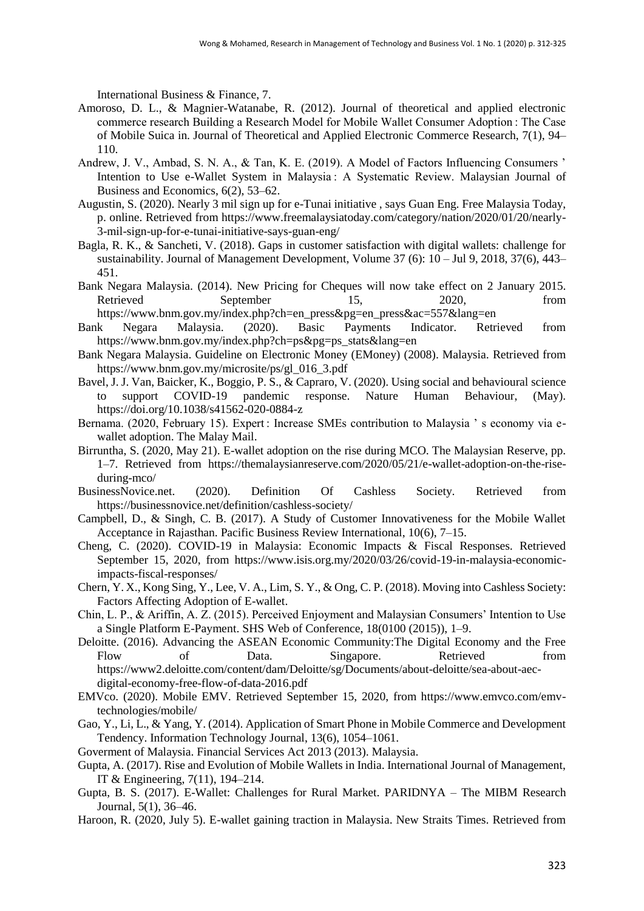International Business & Finance, 7.

Amoroso, D. L., & Magnier-Watanabe, R. (2012). Journal of theoretical and applied electronic commerce research Building a Research Model for Mobile Wallet Consumer Adoption : The Case of Mobile Suica in. Journal of Theoretical and Applied Electronic Commerce Research, 7(1), 94–110.

Andrew, J. V., Ambad, S. N. A., & Tan, K. E. (2019). A Model of Factors Influencing Consumers ' Intention to Use e-Wallet System in Malaysia : A Systematic Review. Malaysian Journal of Business and Economics, 6(2), 53–62.

Augustin, S. (2020). Nearly 3 mil sign up for e-Tunai initiative , says Guan Eng. Free Malaysia Today, p. online. Retrieved from https://www.freemalaysiatoday.com/category/nation/2020/01/20/nearly-3-mil-sign-up-for-e-tunai-initiative-says-guan-eng/

Bagla, R. K., & Sancheti, V. (2018). Gaps in customer satisfaction with digital wallets: challenge for sustainability. Journal of Management Development, Volume 37 (6): 10 – Jul 9, 2018, 37(6), 443–451.

Bank Negara Malaysia. (2014). New Pricing for Cheques will now take effect on 2 January 2015. Retrieved September 15, 2020, from https://www.bnm.gov.my/index.php?ch=en_press&pg=en_press&ac=557&lang=en

Bank Negara Malaysia. (2020). Basic Payments Indicator. Retrieved from https://www.bnm.gov.my/index.php?ch=ps&pg=ps_stats&lang=en

Bank Negara Malaysia. Guideline on Electronic Money (EMoney) (2008). Malaysia. Retrieved from https://www.bnm.gov.my/microsite/ps/gl_016_3.pdf

Bavel, J. J. Van, Baicker, K., Boggio, P. S., & Capraro, V. (2020). Using social and behavioural science to support COVID-19 pandemic response. Nature Human Behaviour, (May). https://doi.org/10.1038/s41562-020-0884-z

Bernama. (2020, February 15). Expert : Increase SMEs contribution to Malaysia ' s economy via e-wallet adoption. The Malay Mail.

Birruntha, S. (2020, May 21). E-wallet adoption on the rise during MCO. The Malaysian Reserve, pp. 1–7. Retrieved from https://themalaysianreserve.com/2020/05/21/e-wallet-adoption-on-the-rise-during-mco/

BusinessNovice.net. (2020). Definition Of Cashless Society. Retrieved from https://businessnovice.net/definition/cashless-society/

Campbell, D., & Singh, C. B. (2017). A Study of Customer Innovativeness for the Mobile Wallet Acceptance in Rajasthan. Pacific Business Review International, 10(6), 7–15.

Cheng, C. (2020). COVID-19 in Malaysia: Economic Impacts & Fiscal Responses. Retrieved September 15, 2020, from https://www.isis.org.my/2020/03/26/covid-19-in-malaysia-economic-impacts-fiscal-responses/

Chern, Y. X., Kong Sing, Y., Lee, V. A., Lim, S. Y., & Ong, C. P. (2018). Moving into Cashless Society: Factors Affecting Adoption of E-wallet.

Chin, L. P., & Ariffin, A. Z. (2015). Perceived Enjoyment and Malaysian Consumers' Intention to Use a Single Platform E-Payment. SHS Web of Conference, 18(0100 (2015)), 1–9.

Deloitte. (2016). Advancing the ASEAN Economic Community:The Digital Economy and the Free Flow of Data. Singapore. Retrieved from https://www2.deloitte.com/content/dam/Deloitte/sg/Documents/about-deloitte/sea-about-aec-digital-economy-free-flow-of-data-2016.pdf

EMVco. (2020). Mobile EMV. Retrieved September 15, 2020, from https://www.emvco.com/emv-technologies/mobile/

Gao, Y., Li, L., & Yang, Y. (2014). Application of Smart Phone in Mobile Commerce and Development Tendency. Information Technology Journal, 13(6), 1054–1061.

Goverment of Malaysia. Financial Services Act 2013 (2013). Malaysia.

Gupta, A. (2017). Rise and Evolution of Mobile Wallets in India. International Journal of Management, IT & Engineering, 7(11), 194–214.

Gupta, B. S. (2017). E-Wallet: Challenges for Rural Market. PARIDNYA – The MIBM Research Journal, 5(1), 36–46.

Haroon, R. (2020, July 5). E-wallet gaining traction in Malaysia. New Straits Times. Retrieved from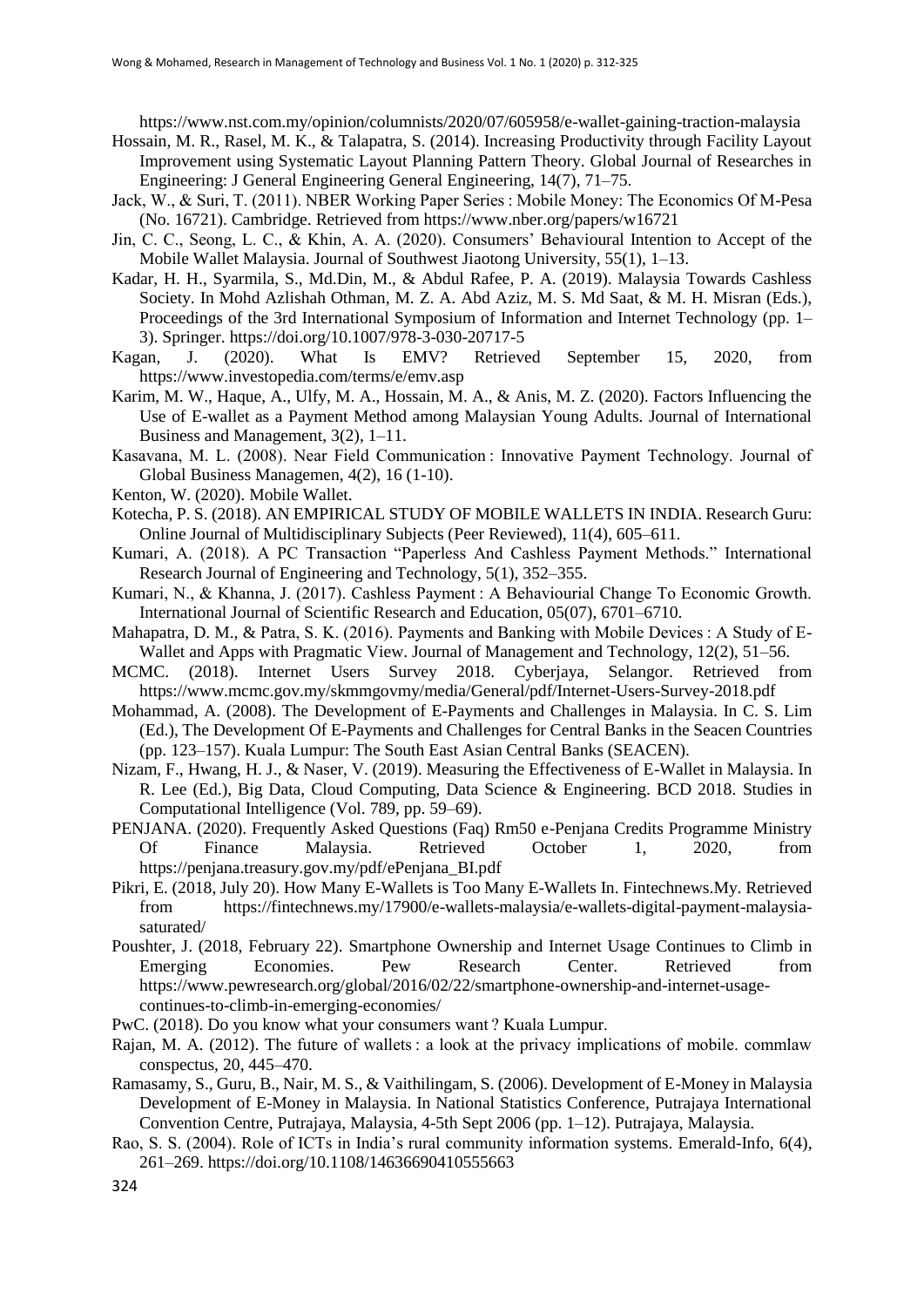https://www.nst.com.my/opinion/columnists/2020/07/605958/e-wallet-gaining-traction-malaysia

Hossain, M. R., Rasel, M. K., & Talapatra, S. (2014). Increasing Productivity through Facility Layout Improvement using Systematic Layout Planning Pattern Theory. Global Journal of Researches in Engineering: J General Engineering General Engineering, 14(7), 71–75.

Jack, W., & Suri, T. (2011). NBER Working Paper Series : Mobile Money: The Economics Of M-Pesa (No. 16721). Cambridge. Retrieved from https://www.nber.org/papers/w16721

Jin, C. C., Seong, L. C., & Khin, A. A. (2020). Consumers' Behavioural Intention to Accept of the Mobile Wallet Malaysia. Journal of Southwest Jiaotong University, 55(1), 1–13.

Kadar, H. H., Syarmila, S., Md.Din, M., & Abdul Rafee, P. A. (2019). Malaysia Towards Cashless Society. In Mohd Azlishah Othman, M. Z. A. Abd Aziz, M. S. Md Saat, & M. H. Misran (Eds.), Proceedings of the 3rd International Symposium of Information and Internet Technology (pp. 1–3). Springer. https://doi.org/10.1007/978-3-030-20717-5

Kagan, J. (2020). What Is EMV? Retrieved September 15, 2020, from https://www.investopedia.com/terms/e/emv.asp

Karim, M. W., Haque, A., Ulfy, M. A., Hossain, M. A., & Anis, M. Z. (2020). Factors Influencing the Use of E-wallet as a Payment Method among Malaysian Young Adults. Journal of International Business and Management, 3(2), 1–11.

Kasavana, M. L. (2008). Near Field Communication : Innovative Payment Technology. Journal of Global Business Managemen, 4(2), 16 (1-10).

Kenton, W. (2020). Mobile Wallet.

Kotecha, P. S. (2018). AN EMPIRICAL STUDY OF MOBILE WALLETS IN INDIA. Research Guru: Online Journal of Multidisciplinary Subjects (Peer Reviewed), 11(4), 605–611.

Kumari, A. (2018). A PC Transaction "Paperless And Cashless Payment Methods." International Research Journal of Engineering and Technology, 5(1), 352–355.

Kumari, N., & Khanna, J. (2017). Cashless Payment : A Behaviourial Change To Economic Growth. International Journal of Scientific Research and Education, 05(07), 6701–6710.

Mahapatra, D. M., & Patra, S. K. (2016). Payments and Banking with Mobile Devices : A Study of E-Wallet and Apps with Pragmatic View. Journal of Management and Technology, 12(2), 51–56.

MCMC. (2018). Internet Users Survey 2018. Cyberjaya, Selangor. Retrieved from https://www.mcmc.gov.my/skmmgovmy/media/General/pdf/Internet-Users-Survey-2018.pdf

Mohammad, A. (2008). The Development of E-Payments and Challenges in Malaysia. In C. S. Lim (Ed.), The Development Of E-Payments and Challenges for Central Banks in the Seacen Countries (pp. 123–157). Kuala Lumpur: The South East Asian Central Banks (SEACEN).

Nizam, F., Hwang, H. J., & Naser, V. (2019). Measuring the Effectiveness of E-Wallet in Malaysia. In R. Lee (Ed.), Big Data, Cloud Computing, Data Science & Engineering. BCD 2018. Studies in Computational Intelligence (Vol. 789, pp. 59–69).

PENJANA. (2020). Frequently Asked Questions (Faq) Rm50 e-Penjana Credits Programme Ministry Of Finance Malaysia. Retrieved October 1, 2020, from https://penjana.treasury.gov.my/pdf/ePenjana_BI.pdf

Pikri, E. (2018, July 20). How Many E-Wallets is Too Many E-Wallets In. Fintechnews.My. Retrieved from https://fintechnews.my/17900/e-wallets-malaysia/e-wallets-digital-payment-malaysia-saturated/

Poushter, J. (2018, February 22). Smartphone Ownership and Internet Usage Continues to Climb in Emerging Economies. Pew Research Center. Retrieved from https://www.pewresearch.org/global/2016/02/22/smartphone-ownership-and-internet-usage-continues-to-climb-in-emerging-economies/

PwC. (2018). Do you know what your consumers want ? Kuala Lumpur.

Rajan, M. A. (2012). The future of wallets : a look at the privacy implications of mobile. commlaw conspectus, 20, 445–470.

Ramasamy, S., Guru, B., Nair, M. S., & Vaithilingam, S. (2006). Development of E-Money in Malaysia Development of E-Money in Malaysia. In National Statistics Conference, Putrajaya International Convention Centre, Putrajaya, Malaysia, 4-5th Sept 2006 (pp. 1–12). Putrajaya, Malaysia.

Rao, S. S. (2004). Role of ICTs in India's rural community information systems. Emerald-Info, 6(4), 261–269. https://doi.org/10.1108/14636690410555663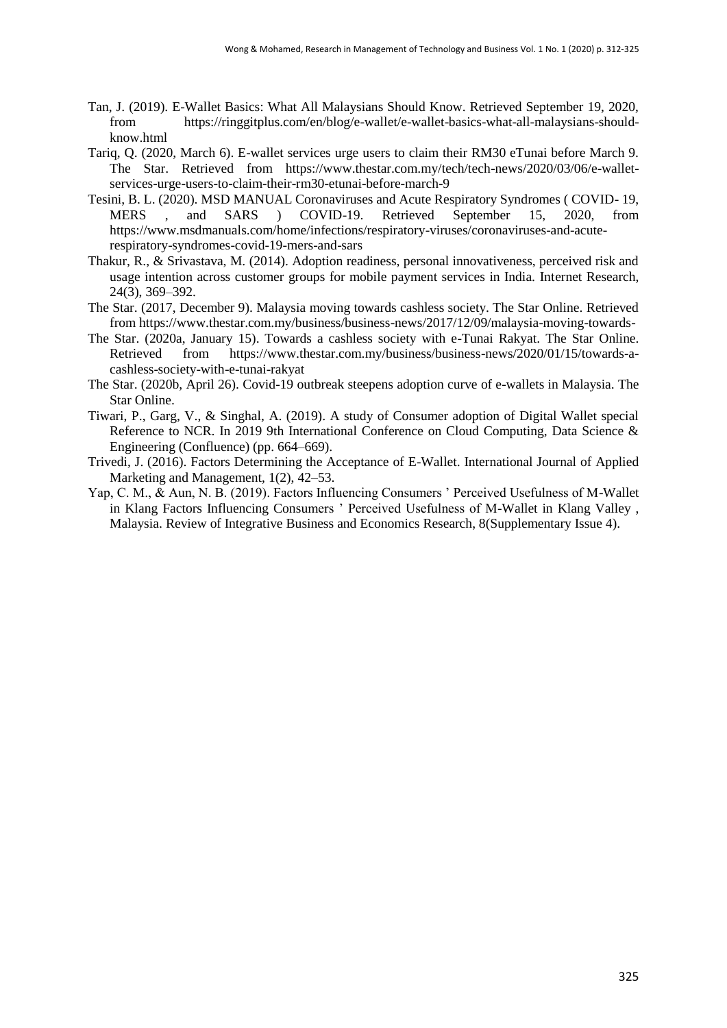Tan, J. (2019). E-Wallet Basics: What All Malaysians Should Know. Retrieved September 19, 2020, from https://ringgitplus.com/en/blog/e-wallet/e-wallet-basics-what-all-malaysians-should-know.html

Tariq, Q. (2020, March 6). E-wallet services urge users to claim their RM30 eTunai before March 9. The Star. Retrieved from https://www.thestar.com.my/tech/tech-news/2020/03/06/e-wallet-services-urge-users-to-claim-their-rm30-etunai-before-march-9

Tesini, B. L. (2020). MSD MANUAL Coronaviruses and Acute Respiratory Syndromes ( COVID- 19, MERS , and SARS ) COVID-19. Retrieved September 15, 2020, from https://www.msdmanuals.com/home/infections/respiratory-viruses/coronaviruses-and-acute-respiratory-syndromes-covid-19-mers-and-sars

Thakur, R., & Srivastava, M. (2014). Adoption readiness, personal innovativeness, perceived risk and usage intention across customer groups for mobile payment services in India. Internet Research, 24(3), 369–392.

The Star. (2017, December 9). Malaysia moving towards cashless society. The Star Online. Retrieved from https://www.thestar.com.my/business/business-news/2017/12/09/malaysia-moving-towards-

The Star. (2020a, January 15). Towards a cashless society with e-Tunai Rakyat. The Star Online. Retrieved from https://www.thestar.com.my/business/business-news/2020/01/15/towards-a-cashless-society-with-e-tunai-rakyat

The Star. (2020b, April 26). Covid-19 outbreak steepens adoption curve of e-wallets in Malaysia. The Star Online.

Tiwari, P., Garg, V., & Singhal, A. (2019). A study of Consumer adoption of Digital Wallet special Reference to NCR. In 2019 9th International Conference on Cloud Computing, Data Science & Engineering (Confluence) (pp. 664–669).

Trivedi, J. (2016). Factors Determining the Acceptance of E-Wallet. International Journal of Applied Marketing and Management, 1(2), 42–53.

Yap, C. M., & Aun, N. B. (2019). Factors Influencing Consumers ' Perceived Usefulness of M-Wallet in Klang Factors Influencing Consumers ' Perceived Usefulness of M-Wallet in Klang Valley , Malaysia. Review of Integrative Business and Economics Research, 8(Supplementary Issue 4).